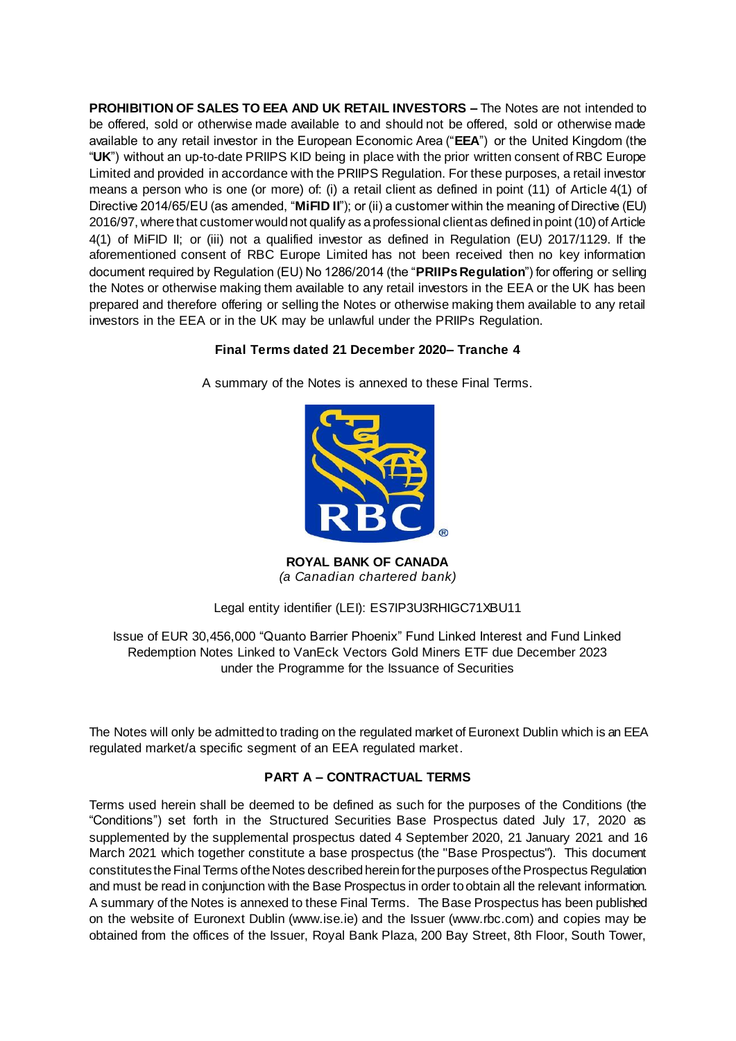**PROHIBITION OF SALES TO EEA AND UK RETAIL INVESTORS –** The Notes are not intended to be offered, sold or otherwise made available to and should not be offered, sold or otherwise made available to any retail investor in the European Economic Area ("**EEA**") or the United Kingdom (the "**UK**") without an up-to-date PRIIPS KID being in place with the prior written consent of RBC Europe Limited and provided in accordance with the PRIIPS Regulation. For these purposes, a retail investor means a person who is one (or more) of: (i) a retail client as defined in point (11) of Article 4(1) of Directive 2014/65/EU (as amended, "**MiFID II**"); or (ii) a customer within the meaning of Directive (EU) 2016/97, where that customer would not qualify as a professional client as defined in point (10) of Article 4(1) of MiFID II; or (iii) not a qualified investor as defined in Regulation (EU) 2017/1129. If the aforementioned consent of RBC Europe Limited has not been received then no key information document required by Regulation (EU) No 1286/2014 (the "**PRIIPs Regulation**") for offering or selling the Notes or otherwise making them available to any retail investors in the EEA or the UK has been prepared and therefore offering or selling the Notes or otherwise making them available to any retail investors in the EEA or in the UK may be unlawful under the PRIIPs Regulation.

**Final Terms dated 21 December 2020– Tranche 4**

A summary of the Notes is annexed to these Final Terms.

**ROYAL BANK OF CANADA**
*(a Canadian chartered bank)*

Legal entity identifier (LEI): ES7IP3U3RHIGC71XBU11

Issue of EUR 30,456,000 "Quanto Barrier Phoenix" Fund Linked Interest and Fund Linked Redemption Notes Linked to VanEck Vectors Gold Miners ETF due December 2023 under the Programme for the Issuance of Securities

The Notes will only be admitted to trading on the regulated market of Euronext Dublin which is an EEA regulated market/a specific segment of an EEA regulated market.

## PART A – CONTRACTUAL TERMS

Terms used herein shall be deemed to be defined as such for the purposes of the Conditions (the "Conditions") set forth in the Structured Securities Base Prospectus dated July 17, 2020 as supplemented by the supplemental prospectus dated 4 September 2020, 21 January 2021 and 16 March 2021 which together constitute a base prospectus (the "Base Prospectus"). This document constitutes the Final Terms of the Notes described herein for the purposes of the Prospectus Regulation and must be read in conjunction with the Base Prospectus in order to obtain all the relevant information. A summary of the Notes is annexed to these Final Terms. The Base Prospectus has been published on the website of Euronext Dublin (www.ise.ie) and the Issuer (www.rbc.com) and copies may be obtained from the offices of the Issuer, Royal Bank Plaza, 200 Bay Street, 8th Floor, South Tower,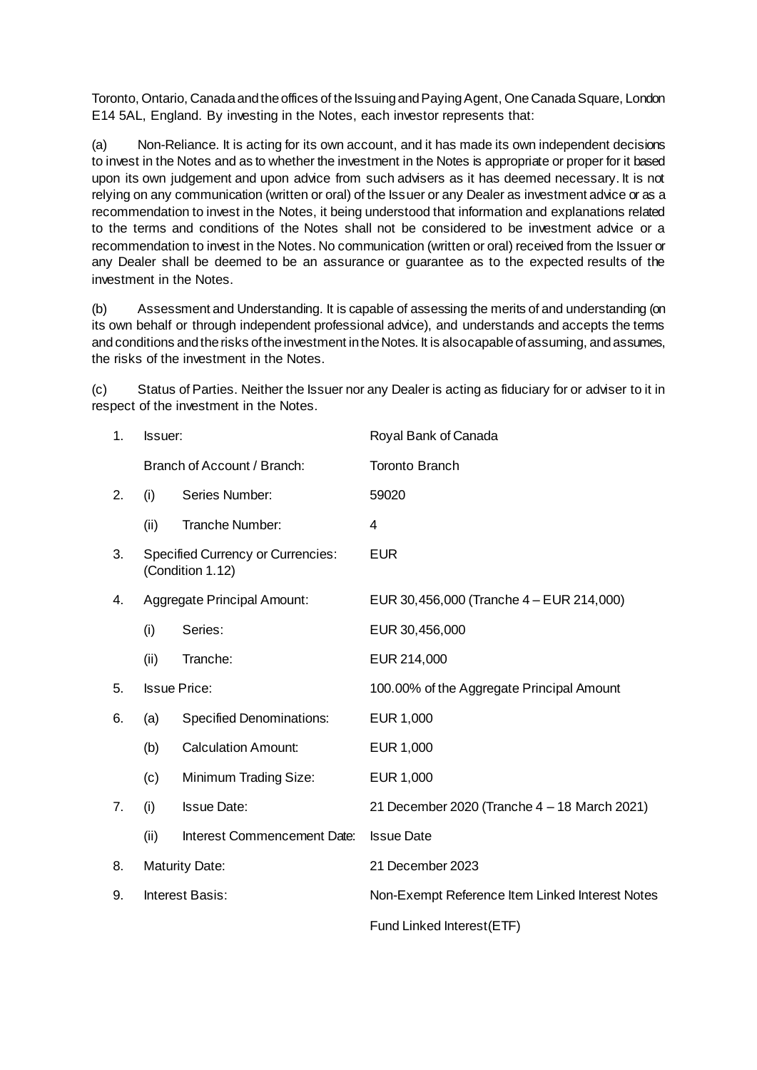Toronto, Ontario, Canada and the offices of the Issuing and Paying Agent, One Canada Square, London E14 5AL, England. By investing in the Notes, each investor represents that:

(a) Non-Reliance. It is acting for its own account, and it has made its own independent decisions to invest in the Notes and as to whether the investment in the Notes is appropriate or proper for it based upon its own judgement and upon advice from such advisers as it has deemed necessary. It is not relying on any communication (written or oral) of the Issuer or any Dealer as investment advice or as a recommendation to invest in the Notes, it being understood that information and explanations related to the terms and conditions of the Notes shall not be considered to be investment advice or a recommendation to invest in the Notes. No communication (written or oral) received from the Issuer or any Dealer shall be deemed to be an assurance or guarantee as to the expected results of the investment in the Notes.

(b) Assessment and Understanding. It is capable of assessing the merits of and understanding (on its own behalf or through independent professional advice), and understands and accepts the terms and conditions and the risks of the investment in the Notes. It is also capable of assuming, and assumes, the risks of the investment in the Notes.

(c) Status of Parties. Neither the Issuer nor any Dealer is acting as fiduciary for or adviser to it in respect of the investment in the Notes.

| | | | |
|---|---|---|---|
| 1. | Issuer: | | Royal Bank of Canada |
| | Branch of Account / Branch: | | Toronto Branch |
| 2. | (i) | Series Number: | 59020 |
| | (ii) | Tranche Number: | 4 |
| 3. | Specified Currency or Currencies: (Condition 1.12) | | EUR |
| 4. | Aggregate Principal Amount: | | EUR 30,456,000 (Tranche 4 – EUR 214,000) |
| | (i) | Series: | EUR 30,456,000 |
| | (ii) | Tranche: | EUR 214,000 |
| 5. | Issue Price: | | 100.00% of the Aggregate Principal Amount |
| 6. | (a) | Specified Denominations: | EUR 1,000 |
| | (b) | Calculation Amount: | EUR 1,000 |
| | (c) | Minimum Trading Size: | EUR 1,000 |
| 7. | (i) | Issue Date: | 21 December 2020 (Tranche 4 – 18 March 2021) |
| | (ii) | Interest Commencement Date: | Issue Date |
| 8. | Maturity Date: | | 21 December 2023 |
| 9. | Interest Basis: | | Non-Exempt Reference Item Linked Interest Notes |
| | | | Fund Linked Interest(ETF) |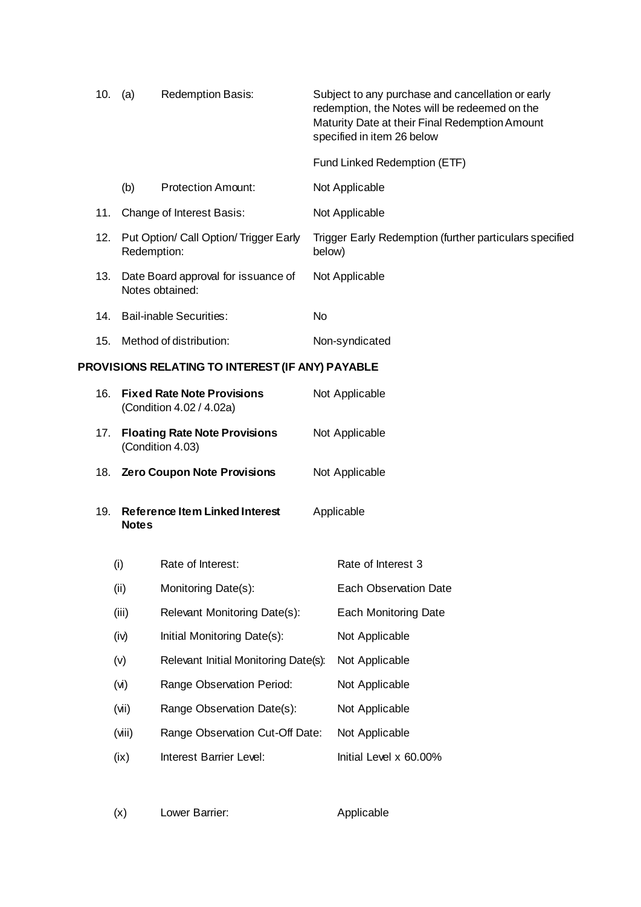| | | | |
|---|---|---|---|
| 10. | (a) | Redemption Basis: | Subject to any purchase and cancellation or early redemption, the Notes will be redeemed on the Maturity Date at their Final Redemption Amount specified in item 26 below<br><br>Fund Linked Redemption (ETF) |
| | (b) | Protection Amount: | Not Applicable |
| 11. | | Change of Interest Basis: | Not Applicable |
| 12. | | Put Option/ Call Option/ Trigger Early Redemption: | Trigger Early Redemption (further particulars specified below) |
| 13. | | Date Board approval for issuance of Notes obtained: | Not Applicable |
| 14. | | Bail-inable Securities: | No |
| 15. | | Method of distribution: | Non-syndicated |

**PROVISIONS RELATING TO INTEREST (IF ANY) PAYABLE**

| | | |
|---|---|---|
| 16. | **Fixed Rate Note Provisions** (Condition 4.02 / 4.02a) | Not Applicable |
| 17. | **Floating Rate Note Provisions** (Condition 4.03) | Not Applicable |
| 18. | **Zero Coupon Note Provisions** | Not Applicable |
| 19. | **Reference Item Linked Interest Notes** | Applicable |

| | | |
|---|---|---|
| (i) | Rate of Interest: | Rate of Interest 3 |
| (ii) | Monitoring Date(s): | Each Observation Date |
| (iii) | Relevant Monitoring Date(s): | Each Monitoring Date |
| (iv) | Initial Monitoring Date(s): | Not Applicable |
| (v) | Relevant Initial Monitoring Date(s): | Not Applicable |
| (vi) | Range Observation Period: | Not Applicable |
| (vii) | Range Observation Date(s): | Not Applicable |
| (viii) | Range Observation Cut-Off Date: | Not Applicable |
| (ix) | Interest Barrier Level: | Initial Level x 60.00% |
| (x) | Lower Barrier: | Applicable |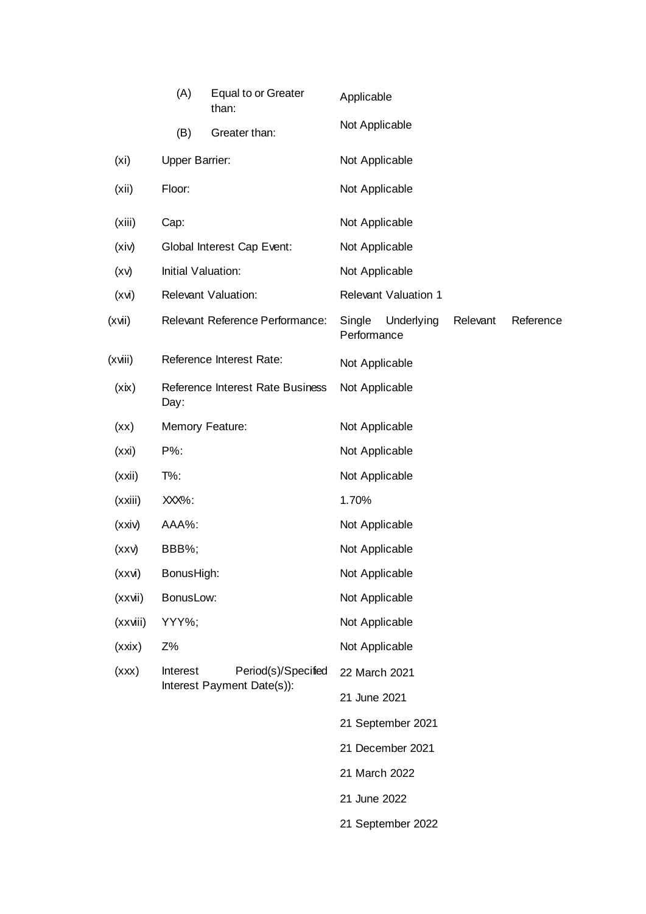| | | |
|---|---|---|
| | (A) Equal to or Greater than: | Applicable |
| | (B) Greater than: | Not Applicable |
| (xi) | Upper Barrier: | Not Applicable |
| (xii) | Floor: | Not Applicable |
| (xiii) | Cap: | Not Applicable |
| (xiv) | Global Interest Cap Event: | Not Applicable |
| (xv) | Initial Valuation: | Not Applicable |
| (xvi) | Relevant Valuation: | Relevant Valuation 1 |
| (xvii) | Relevant Reference Performance: | Single Underlying Relevant Reference Performance |
| (xviii) | Reference Interest Rate: | Not Applicable |
| (xix) | Reference Interest Rate Business Day: | Not Applicable |
| (xx) | Memory Feature: | Not Applicable |
| (xxi) | P%: | Not Applicable |
| (xxii) | T%: | Not Applicable |
| (xxiii) | XXX%: | 1.70% |
| (xxiv) | AAA%: | Not Applicable |
| (xxv) | BBB%; | Not Applicable |
| (xxvi) | BonusHigh: | Not Applicable |
| (xxvii) | BonusLow: | Not Applicable |
| (xxviii) | YYY%; | Not Applicable |
| (xxix) | Z% | Not Applicable |
| (xxx) | Interest Period(s)/Specified Interest Payment Date(s)): | 22 March 2021 |
| | | 21 June 2021 |
| | | 21 September 2021 |
| | | 21 December 2021 |
| | | 21 March 2022 |
| | | 21 June 2022 |
| | | 21 September 2022 |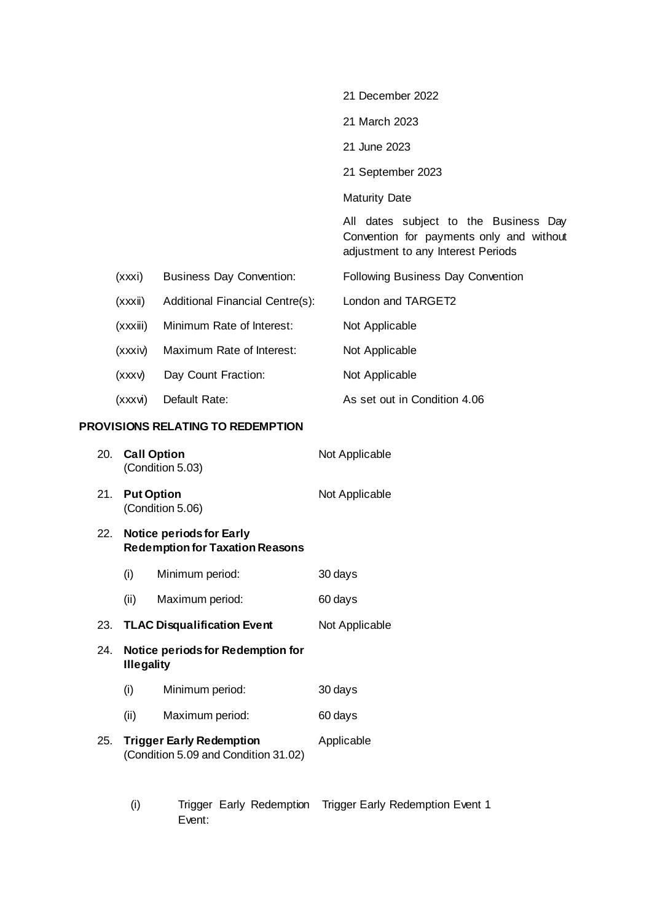| | | |
|---|---|---|
| | | 21 December 2022 |
| | | 21 March 2023 |
| | | 21 June 2023 |
| | | 21 September 2023 |
| | | Maturity Date |
| | | All dates subject to the Business Day Convention for payments only and without adjustment to any Interest Periods |
| (xxxi) | Business Day Convention: | Following Business Day Convention |
| (xxxii) | Additional Financial Centre(s): | London and TARGET2 |
| (xxxiii) | Minimum Rate of Interest: | Not Applicable |
| (xxxiv) | Maximum Rate of Interest: | Not Applicable |
| (xxxv) | Day Count Fraction: | Not Applicable |
| (xxxvi) | Default Rate: | As set out in Condition 4.06 |

**PROVISIONS RELATING TO REDEMPTION**

| | | |
|---|---|---|
| 20. | **Call Option** (Condition 5.03) | Not Applicable |
| 21. | **Put Option** (Condition 5.06) | Not Applicable |
| 22. | **Notice periods for Early Redemption for Taxation Reasons** | |
| | (i) Minimum period: | 30 days |
| | (ii) Maximum period: | 60 days |
| 23. | **TLAC Disqualification Event** | Not Applicable |
| 24. | **Notice periods for Redemption for Illegality** | |
| | (i) Minimum period: | 30 days |
| | (ii) Maximum period: | 60 days |
| 25. | **Trigger Early Redemption** (Condition 5.09 and Condition 31.02) | Applicable |
| | (i) Trigger Early Redemption Event: | Trigger Early Redemption Event 1 |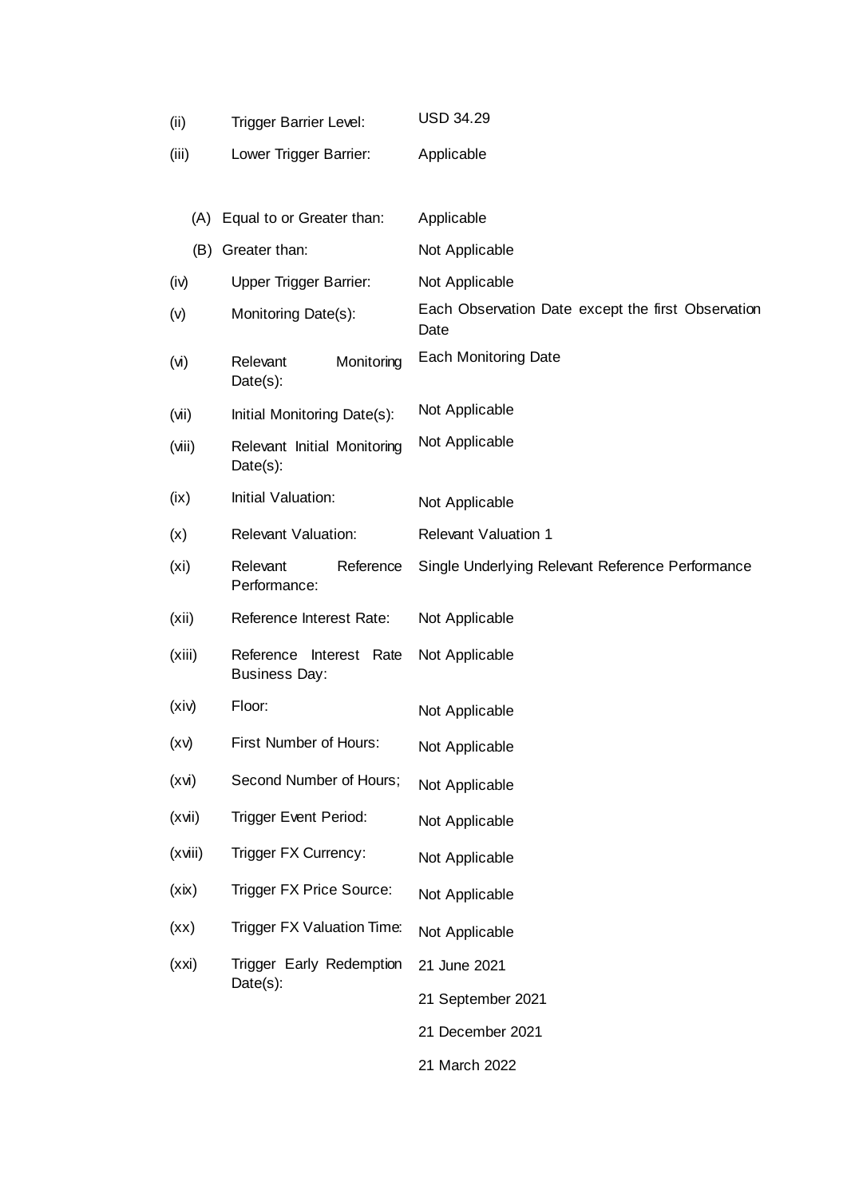| | | |
|---|---|---|
| (ii) | Trigger Barrier Level: | USD 34.29 |
| (iii) | Lower Trigger Barrier: | Applicable |
| | (A) Equal to or Greater than: | Applicable |
| | (B) Greater than: | Not Applicable |
| (iv) | Upper Trigger Barrier: | Not Applicable |
| (v) | Monitoring Date(s): | Each Observation Date except the first Observation Date |
| (vi) | Relevant Monitoring Date(s): | Each Monitoring Date |
| (vii) | Initial Monitoring Date(s): | Not Applicable |
| (viii) | Relevant Initial Monitoring Date(s): | Not Applicable |
| (ix) | Initial Valuation: | Not Applicable |
| (x) | Relevant Valuation: | Relevant Valuation 1 |
| (xi) | Relevant Reference Performance: | Single Underlying Relevant Reference Performance |
| (xii) | Reference Interest Rate: | Not Applicable |
| (xiii) | Reference Interest Rate Business Day: | Not Applicable |
| (xiv) | Floor: | Not Applicable |
| (xv) | First Number of Hours: | Not Applicable |
| (xvi) | Second Number of Hours; | Not Applicable |
| (xvii) | Trigger Event Period: | Not Applicable |
| (xviii) | Trigger FX Currency: | Not Applicable |
| (xix) | Trigger FX Price Source: | Not Applicable |
| (xx) | Trigger FX Valuation Time: | Not Applicable |
| (xxi) | Trigger Early Redemption Date(s): | 21 June 2021<br>21 September 2021<br>21 December 2021<br>21 March 2022 |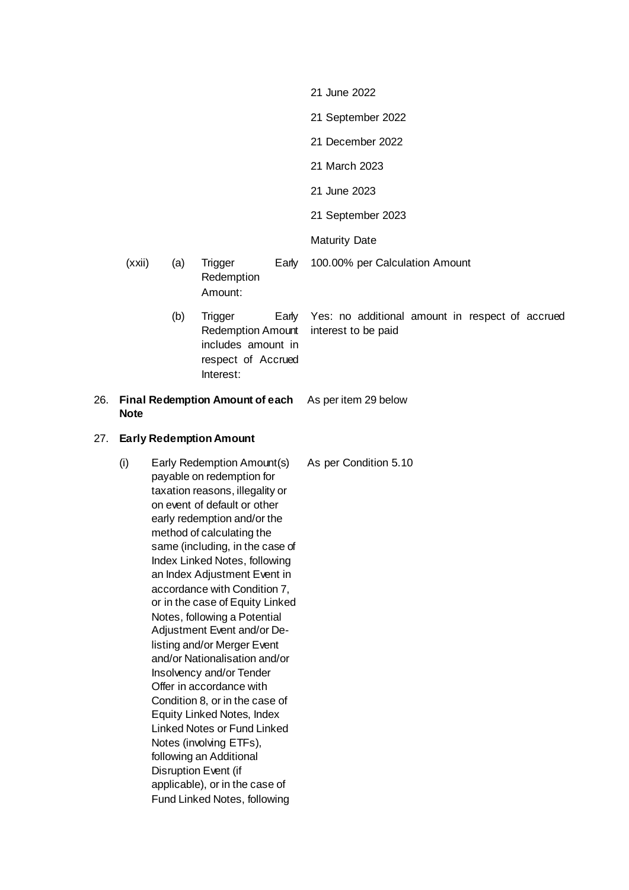| | | | |
|---|---|---|---|
| | | | 21 June 2022 |
| | | | 21 September 2022 |
| | | | 21 December 2022 |
| | | | 21 March 2023 |
| | | | 21 June 2023 |
| | | | 21 September 2023 |
| | | | Maturity Date |
| (xxii) | (a) | Trigger Early Redemption Amount: | 100.00% per Calculation Amount |
| | (b) | Trigger Early Redemption Amount includes amount in respect of Accrued Interest: | Yes: no additional amount in respect of accrued interest to be paid |

26. **Final Redemption Amount of each Note** — As per item 29 below

27. **Early Redemption Amount**

| | | |
|---|---|---|
| (i) | Early Redemption Amount(s) payable on redemption for taxation reasons, illegality or on event of default or other early redemption and/or the method of calculating the same (including, in the case of Index Linked Notes, following an Index Adjustment Event in accordance with Condition 7, or in the case of Equity Linked Notes, following a Potential Adjustment Event and/or De-listing and/or Merger Event and/or Nationalisation and/or Insolvency and/or Tender Offer in accordance with Condition 8, or in the case of Equity Linked Notes, Index Linked Notes or Fund Linked Notes (involving ETFs), following an Additional Disruption Event (if applicable), or in the case of Fund Linked Notes, following | As per Condition 5.10 |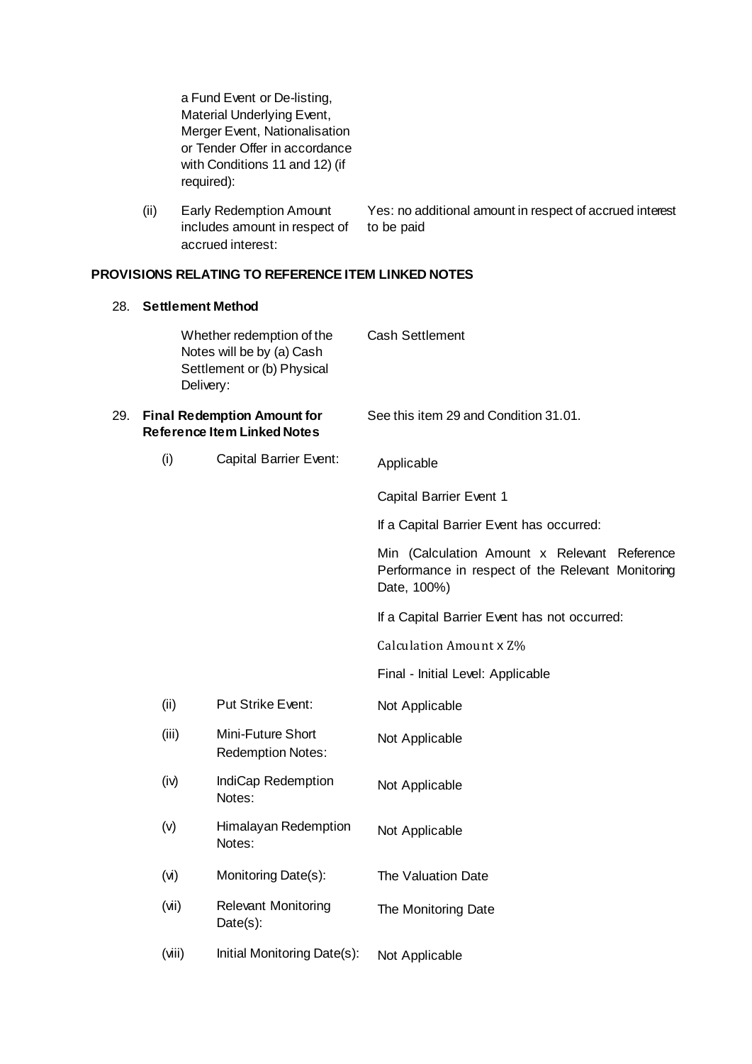| | | |
|---|---|---|
| | a Fund Event or De-listing, Material Underlying Event, Merger Event, Nationalisation or Tender Offer in accordance with Conditions 11 and 12) (if required): | |
| (ii) | Early Redemption Amount includes amount in respect of accrued interest: | Yes: no additional amount in respect of accrued interest to be paid |

**PROVISIONS RELATING TO REFERENCE ITEM LINKED NOTES**

28. **Settlement Method**

| | |
|---|---|
| Whether redemption of the Notes will be by (a) Cash Settlement or (b) Physical Delivery: | Cash Settlement |

29. **Final Redemption Amount for Reference Item Linked Notes** — See this item 29 and Condition 31.01.

| | | |
|---|---|---|
| (i) | Capital Barrier Event: | Applicable<br><br>Capital Barrier Event 1<br><br>If a Capital Barrier Event has occurred:<br><br>Min (Calculation Amount x Relevant Reference Performance in respect of the Relevant Monitoring Date, 100%)<br><br>If a Capital Barrier Event has not occurred:<br><br>Calculation Amount x Z%<br><br>Final - Initial Level: Applicable |
| (ii) | Put Strike Event: | Not Applicable |
| (iii) | Mini-Future Short Redemption Notes: | Not Applicable |
| (iv) | IndiCap Redemption Notes: | Not Applicable |
| (v) | Himalayan Redemption Notes: | Not Applicable |
| (vi) | Monitoring Date(s): | The Valuation Date |
| (vii) | Relevant Monitoring Date(s): | The Monitoring Date |
| (viii) | Initial Monitoring Date(s): | Not Applicable |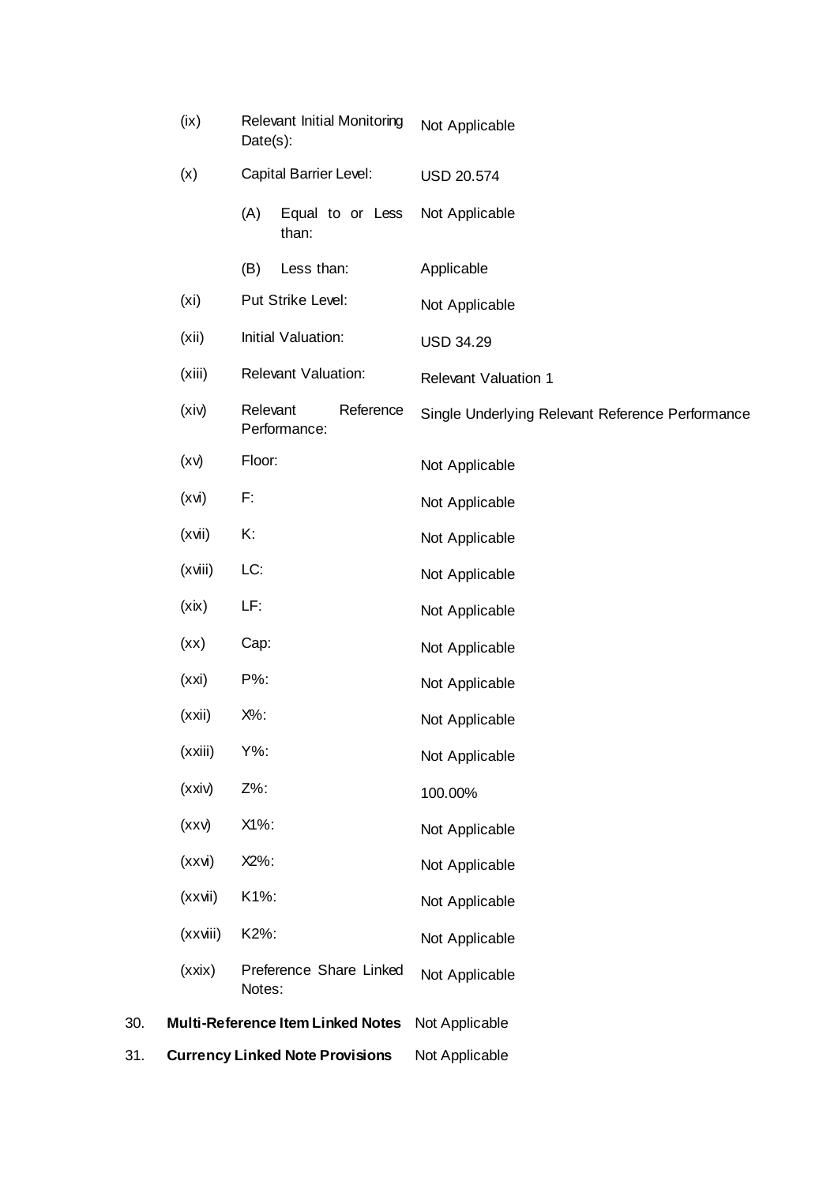| | | |
|---|---|---|
| (ix) | Relevant Initial Monitoring Date(s): | Not Applicable |
| (x) | Capital Barrier Level: | USD 20.574 |
| | (A) Equal to or Less than: | Not Applicable |
| | (B) Less than: | Applicable |
| (xi) | Put Strike Level: | Not Applicable |
| (xii) | Initial Valuation: | USD 34.29 |
| (xiii) | Relevant Valuation: | Relevant Valuation 1 |
| (xiv) | Relevant Reference Performance: | Single Underlying Relevant Reference Performance |
| (xv) | Floor: | Not Applicable |
| (xvi) | F: | Not Applicable |
| (xvii) | K: | Not Applicable |
| (xviii) | LC: | Not Applicable |
| (xix) | LF: | Not Applicable |
| (xx) | Cap: | Not Applicable |
| (xxi) | P%: | Not Applicable |
| (xxii) | X%: | Not Applicable |
| (xxiii) | Y%: | Not Applicable |
| (xxiv) | Z%: | 100.00% |
| (xxv) | X1%: | Not Applicable |
| (xxvi) | X2%: | Not Applicable |
| (xxvii) | K1%: | Not Applicable |
| (xxviii) | K2%: | Not Applicable |
| (xxix) | Preference Share Linked Notes: | Not Applicable |

30. **Multi-Reference Item Linked Notes** Not Applicable

31. **Currency Linked Note Provisions** Not Applicable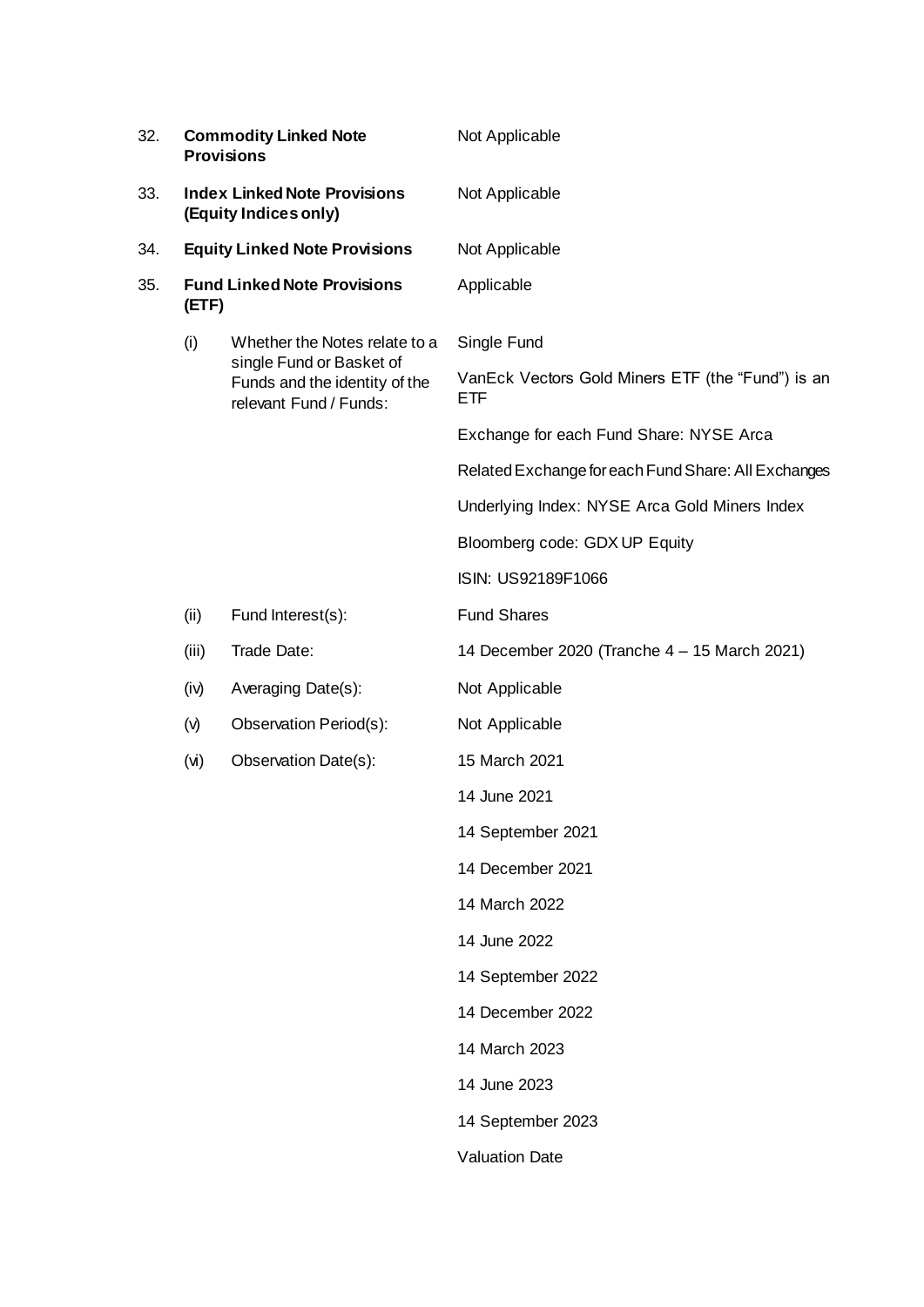| | | |
|---|---|---|
| 32. | **Commodity Linked Note Provisions** | Not Applicable |
| 33. | **Index Linked Note Provisions (Equity Indices only)** | Not Applicable |
| 34. | **Equity Linked Note Provisions** | Not Applicable |
| 35. | **Fund Linked Note Provisions (ETF)** | Applicable |

| | | |
|---|---|---|
| (i) | Whether the Notes relate to a single Fund or Basket of Funds and the identity of the relevant Fund / Funds: | Single Fund<br><br>VanEck Vectors Gold Miners ETF (the "Fund") is an ETF<br><br>Exchange for each Fund Share: NYSE Arca<br><br>Related Exchange for each Fund Share: All Exchanges<br><br>Underlying Index: NYSE Arca Gold Miners Index<br><br>Bloomberg code: GDX UP Equity<br><br>ISIN: US92189F1066 |
| (ii) | Fund Interest(s): | Fund Shares |
| (iii) | Trade Date: | 14 December 2020 (Tranche 4 – 15 March 2021) |
| (iv) | Averaging Date(s): | Not Applicable |
| (v) | Observation Period(s): | Not Applicable |
| (vi) | Observation Date(s): | 15 March 2021<br><br>14 June 2021<br><br>14 September 2021<br><br>14 December 2021<br><br>14 March 2022<br><br>14 June 2022<br><br>14 September 2022<br><br>14 December 2022<br><br>14 March 2023<br><br>14 June 2023<br><br>14 September 2023<br><br>Valuation Date |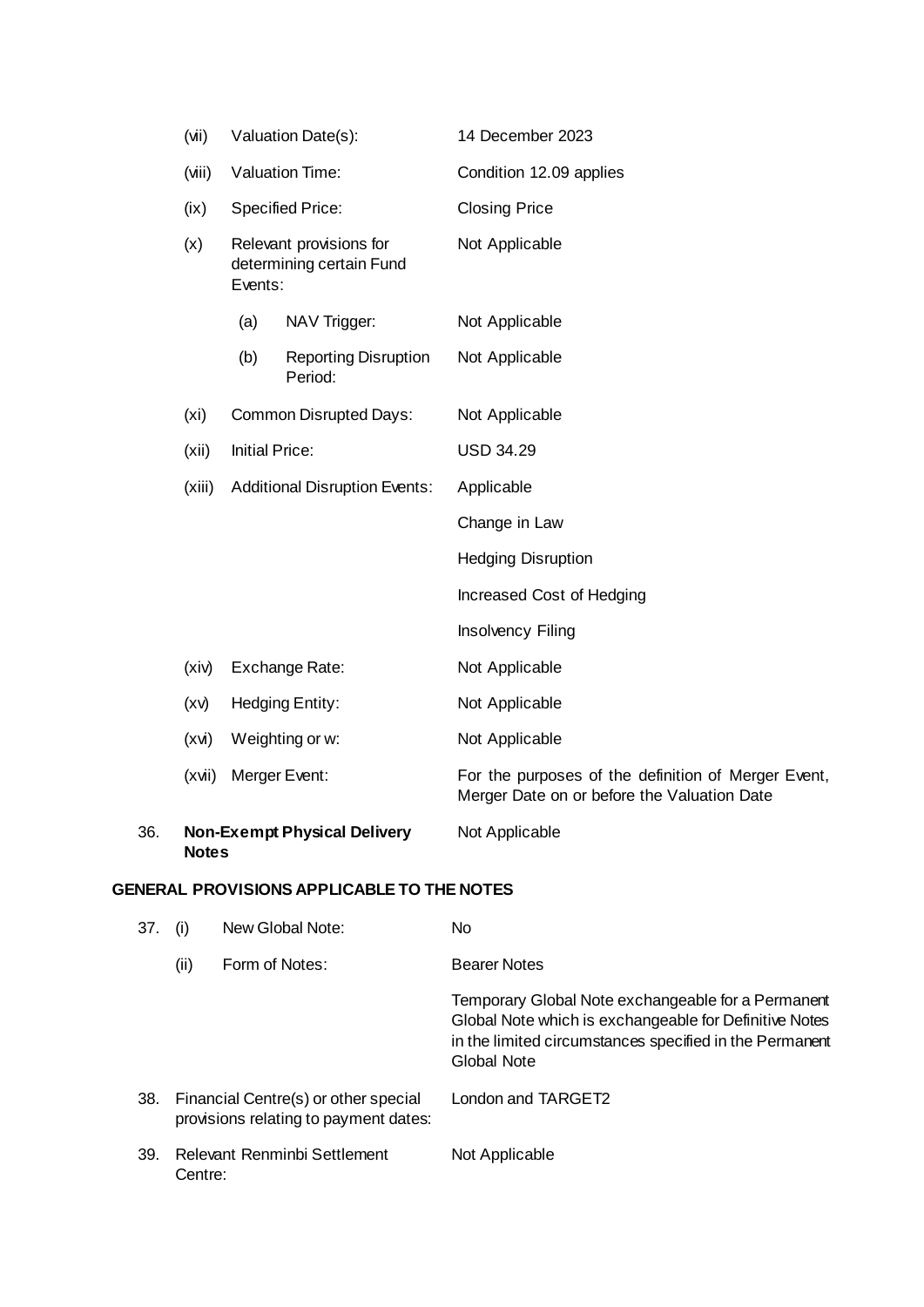| | | |
|---|---|---|
| (vii) | Valuation Date(s): | 14 December 2023 |
| (viii) | Valuation Time: | Condition 12.09 applies |
| (ix) | Specified Price: | Closing Price |
| (x) | Relevant provisions for determining certain Fund Events: | Not Applicable |
| | (a) NAV Trigger: | Not Applicable |
| | (b) Reporting Disruption Period: | Not Applicable |
| (xi) | Common Disrupted Days: | Not Applicable |
| (xii) | Initial Price: | USD 34.29 |
| (xiii) | Additional Disruption Events: | Applicable<br><br>Change in Law<br><br>Hedging Disruption<br><br>Increased Cost of Hedging<br><br>Insolvency Filing |
| (xiv) | Exchange Rate: | Not Applicable |
| (xv) | Hedging Entity: | Not Applicable |
| (xvi) | Weighting or w: | Not Applicable |
| (xvii) | Merger Event: | For the purposes of the definition of Merger Event, Merger Date on or before the Valuation Date |

| | | |
|---|---|---|
| 36. | **Non-Exempt Physical Delivery Notes** | Not Applicable |

**GENERAL PROVISIONS APPLICABLE TO THE NOTES**

| | | |
|---|---|---|
| 37. | (i) New Global Note: | No |
| | (ii) Form of Notes: | Bearer Notes<br><br>Temporary Global Note exchangeable for a Permanent Global Note which is exchangeable for Definitive Notes in the limited circumstances specified in the Permanent Global Note |
| 38. | Financial Centre(s) or other special provisions relating to payment dates: | London and TARGET2 |
| 39. | Relevant Renminbi Settlement Centre: | Not Applicable |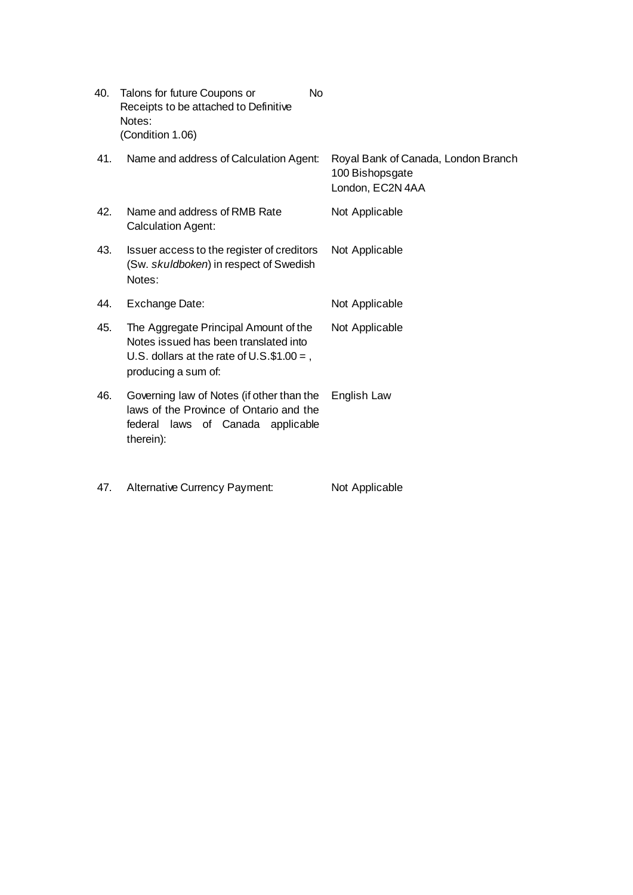| | | |
|---|---|---|
| 40. | Talons for future Coupons or Receipts to be attached to Definitive Notes: (Condition 1.06) | No |
| 41. | Name and address of Calculation Agent: | Royal Bank of Canada, London Branch<br>100 Bishopsgate<br>London, EC2N 4AA |
| 42. | Name and address of RMB Rate Calculation Agent: | Not Applicable |
| 43. | Issuer access to the register of creditors (Sw. *skuldboken*) in respect of Swedish Notes: | Not Applicable |
| 44. | Exchange Date: | Not Applicable |
| 45. | The Aggregate Principal Amount of the Notes issued has been translated into U.S. dollars at the rate of U.S.$1.00 = , producing a sum of: | Not Applicable |
| 46. | Governing law of Notes (if other than the laws of the Province of Ontario and the federal laws of Canada applicable therein): | English Law |
| 47. | Alternative Currency Payment: | Not Applicable |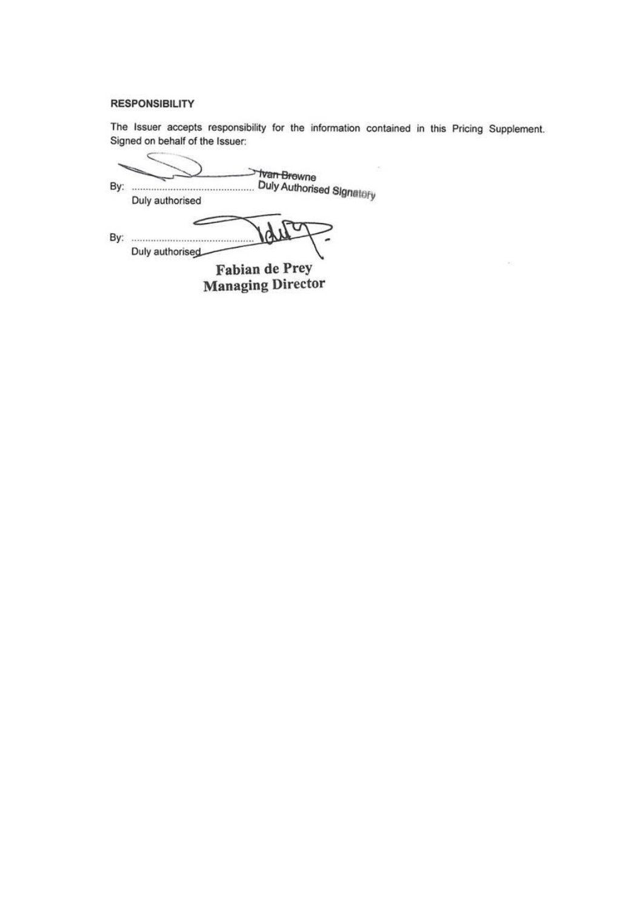**RESPONSIBILITY**

The Issuer accepts responsibility for the information contained in this Pricing Supplement. Signed on behalf of the Issuer:

By: ............................................ Ivan Browne
Duly authorised — Duly Authorised Signatory

By: ............................................
Duly authorised

Fabian de Prey
Managing Director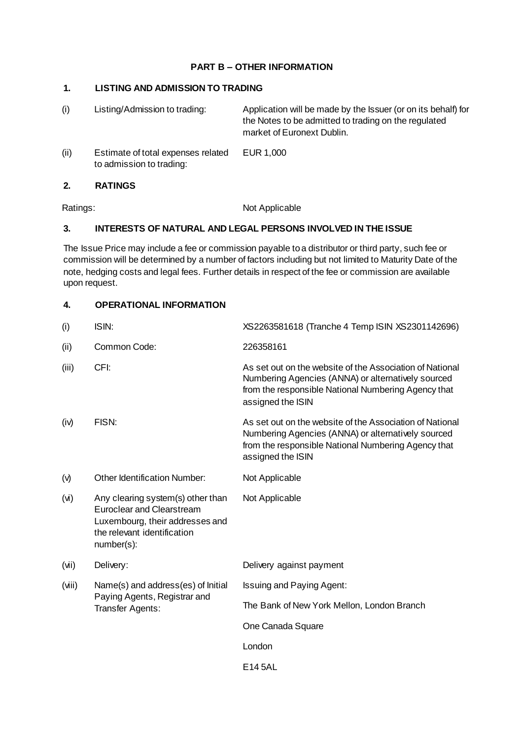## PART B – OTHER INFORMATION

### 1. LISTING AND ADMISSION TO TRADING

| | | |
|---|---|---|
| (i) | Listing/Admission to trading: | Application will be made by the Issuer (or on its behalf) for the Notes to be admitted to trading on the regulated market of Euronext Dublin. |
| (ii) | Estimate of total expenses related to admission to trading: | EUR 1,000 |

### 2. RATINGS

Ratings: Not Applicable

### 3. INTERESTS OF NATURAL AND LEGAL PERSONS INVOLVED IN THE ISSUE

The Issue Price may include a fee or commission payable to a distributor or third party, such fee or commission will be determined by a number of factors including but not limited to Maturity Date of the note, hedging costs and legal fees. Further details in respect of the fee or commission are available upon request.

### 4. OPERATIONAL INFORMATION

| | | |
|---|---|---|
| (i) | ISIN: | XS2263581618 (Tranche 4 Temp ISIN XS2301142696) |
| (ii) | Common Code: | 226358161 |
| (iii) | CFI: | As set out on the website of the Association of National Numbering Agencies (ANNA) or alternatively sourced from the responsible National Numbering Agency that assigned the ISIN |
| (iv) | FISN: | As set out on the website of the Association of National Numbering Agencies (ANNA) or alternatively sourced from the responsible National Numbering Agency that assigned the ISIN |
| (v) | Other Identification Number: | Not Applicable |
| (vi) | Any clearing system(s) other than Euroclear and Clearstream Luxembourg, their addresses and the relevant identification number(s): | Not Applicable |
| (vii) | Delivery: | Delivery against payment |
| (viii) | Name(s) and address(es) of Initial Paying Agents, Registrar and Transfer Agents: | Issuing and Paying Agent:<br><br>The Bank of New York Mellon, London Branch<br><br>One Canada Square<br><br>London<br><br>E14 5AL |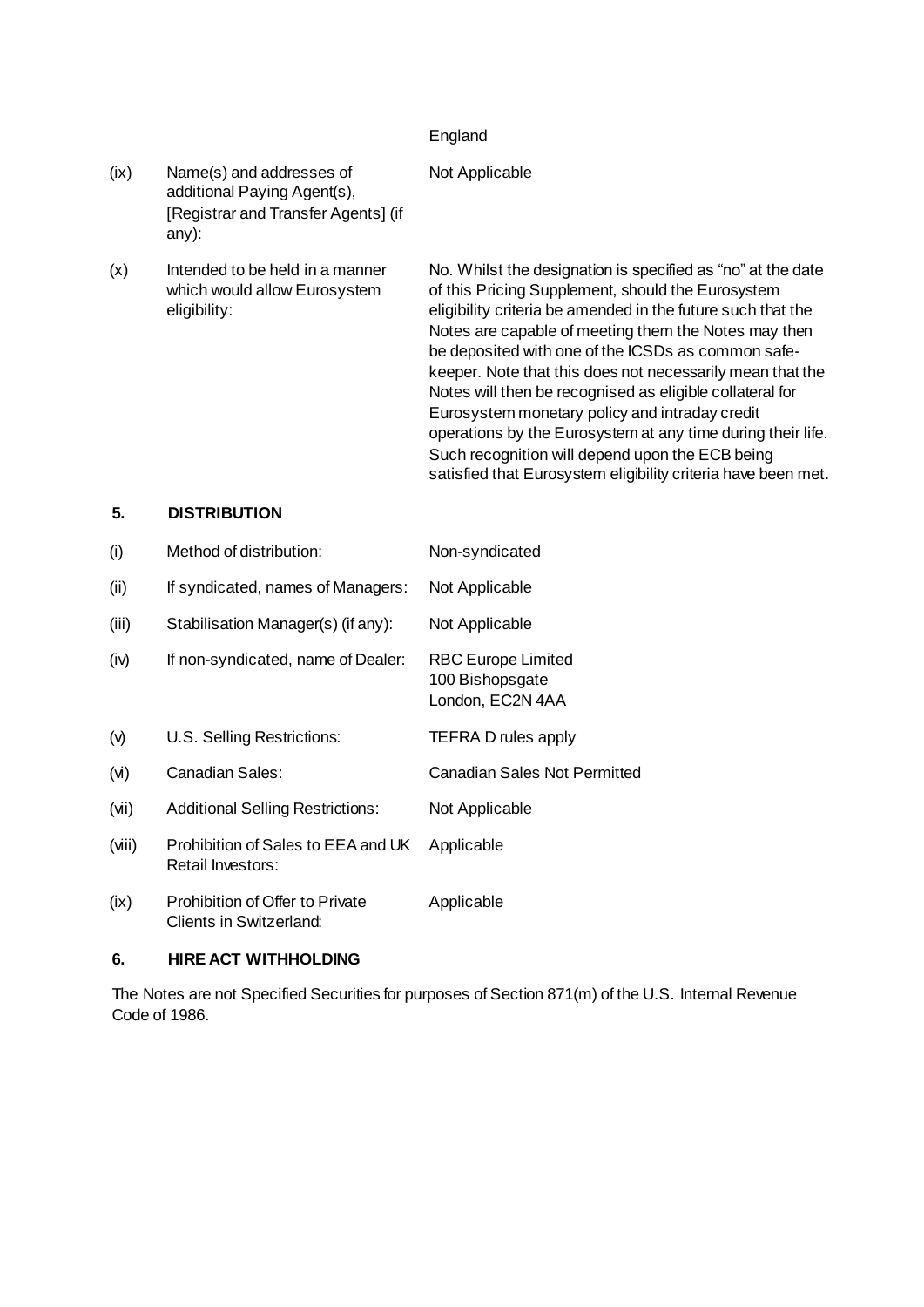| | | |
|---|---|---|
| | | England |
| (ix) | Name(s) and addresses of additional Paying Agent(s), [Registrar and Transfer Agents] (if any): | Not Applicable |
| (x) | Intended to be held in a manner which would allow Eurosystem eligibility: | No. Whilst the designation is specified as "no" at the date of this Pricing Supplement, should the Eurosystem eligibility criteria be amended in the future such that the Notes are capable of meeting them the Notes may then be deposited with one of the ICSDs as common safe-keeper. Note that this does not necessarily mean that the Notes will then be recognised as eligible collateral for Eurosystem monetary policy and intraday credit operations by the Eurosystem at any time during their life. Such recognition will depend upon the ECB being satisfied that Eurosystem eligibility criteria have been met. |

## 5. DISTRIBUTION

| | | |
|---|---|---|
| (i) | Method of distribution: | Non-syndicated |
| (ii) | If syndicated, names of Managers: | Not Applicable |
| (iii) | Stabilisation Manager(s) (if any): | Not Applicable |
| (iv) | If non-syndicated, name of Dealer: | RBC Europe Limited<br>100 Bishopsgate<br>London, EC2N 4AA |
| (v) | U.S. Selling Restrictions: | TEFRA D rules apply |
| (vi) | Canadian Sales: | Canadian Sales Not Permitted |
| (vii) | Additional Selling Restrictions: | Not Applicable |
| (viii) | Prohibition of Sales to EEA and UK Retail Investors: | Applicable |
| (ix) | Prohibition of Offer to Private Clients in Switzerland: | Applicable |

## 6. HIRE ACT WITHHOLDING

The Notes are not Specified Securities for purposes of Section 871(m) of the U.S. Internal Revenue Code of 1986.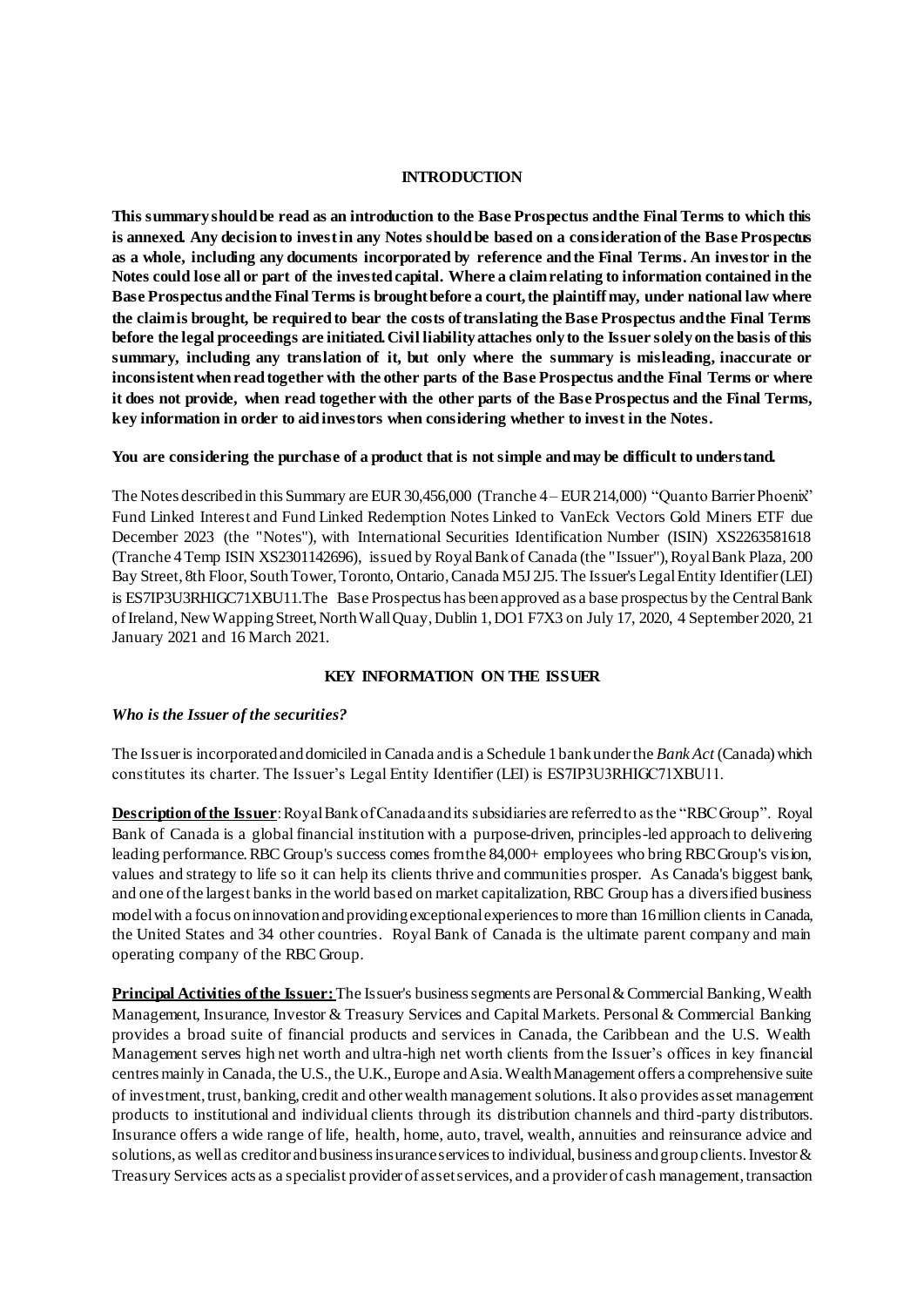## INTRODUCTION

**This summary should be read as an introduction to the Base Prospectus and the Final Terms to which this is annexed. Any decision to invest in any Notes should be based on a consideration of the Base Prospectus as a whole, including any documents incorporated by reference and the Final Terms. An investor in the Notes could lose all or part of the invested capital. Where a claim relating to information contained in the Base Prospectus and the Final Terms is brought before a court, the plaintiff may, under national law where the claim is brought, be required to bear the costs of translating the Base Prospectus and the Final Terms before the legal proceedings are initiated. Civil liability attaches only to the Issuer solely on the basis of this summary, including any translation of it, but only where the summary is misleading, inaccurate or inconsistent when read together with the other parts of the Base Prospectus and the Final Terms or where it does not provide, when read together with the other parts of the Base Prospectus and the Final Terms, key information in order to aid investors when considering whether to invest in the Notes.**

**You are considering the purchase of a product that is not simple and may be difficult to understand.**

The Notes described in this Summary are EUR 30,456,000 (Tranche 4 – EUR 214,000) "Quanto Barrier Phoenix" Fund Linked Interest and Fund Linked Redemption Notes Linked to VanEck Vectors Gold Miners ETF due December 2023 (the "Notes"), with International Securities Identification Number (ISIN) XS2263581618 (Tranche 4 Temp ISIN XS2301142696), issued by Royal Bank of Canada (the "Issuer"), Royal Bank Plaza, 200 Bay Street, 8th Floor, South Tower, Toronto, Ontario, Canada M5J 2J5. The Issuer's Legal Entity Identifier (LEI) is ES7IP3U3RHIGC71XBU11. The Base Prospectus has been approved as a base prospectus by the Central Bank of Ireland, New Wapping Street, North Wall Quay, Dublin 1, DO1 F7X3 on July 17, 2020, 4 September 2020, 21 January 2021 and 16 March 2021.

## KEY INFORMATION ON THE ISSUER

***Who is the Issuer of the securities?***

The Issuer is incorporated and domiciled in Canada and is a Schedule 1 bank under the *Bank Act* (Canada) which constitutes its charter. The Issuer's Legal Entity Identifier (LEI) is ES7IP3U3RHIGC71XBU11.

**Description of the Issuer**: Royal Bank of Canada and its subsidiaries are referred to as the "RBC Group". Royal Bank of Canada is a global financial institution with a purpose-driven, principles-led approach to delivering leading performance. RBC Group's success comes from the 84,000+ employees who bring RBC Group's vision, values and strategy to life so it can help its clients thrive and communities prosper. As Canada's biggest bank, and one of the largest banks in the world based on market capitalization, RBC Group has a diversified business model with a focus on innovation and providing exceptional experiences to more than 16 million clients in Canada, the United States and 34 other countries. Royal Bank of Canada is the ultimate parent company and main operating company of the RBC Group.

**Principal Activities of the Issuer:** The Issuer's business segments are Personal & Commercial Banking, Wealth Management, Insurance, Investor & Treasury Services and Capital Markets. Personal & Commercial Banking provides a broad suite of financial products and services in Canada, the Caribbean and the U.S. Wealth Management serves high net worth and ultra-high net worth clients from the Issuer's offices in key financial centres mainly in Canada, the U.S., the U.K., Europe and Asia. Wealth Management offers a comprehensive suite of investment, trust, banking, credit and other wealth management solutions. It also provides asset management products to institutional and individual clients through its distribution channels and third-party distributors. Insurance offers a wide range of life, health, home, auto, travel, wealth, annuities and reinsurance advice and solutions, as well as creditor and business insurance services to individual, business and group clients. Investor & Treasury Services acts as a specialist provider of asset services, and a provider of cash management, transaction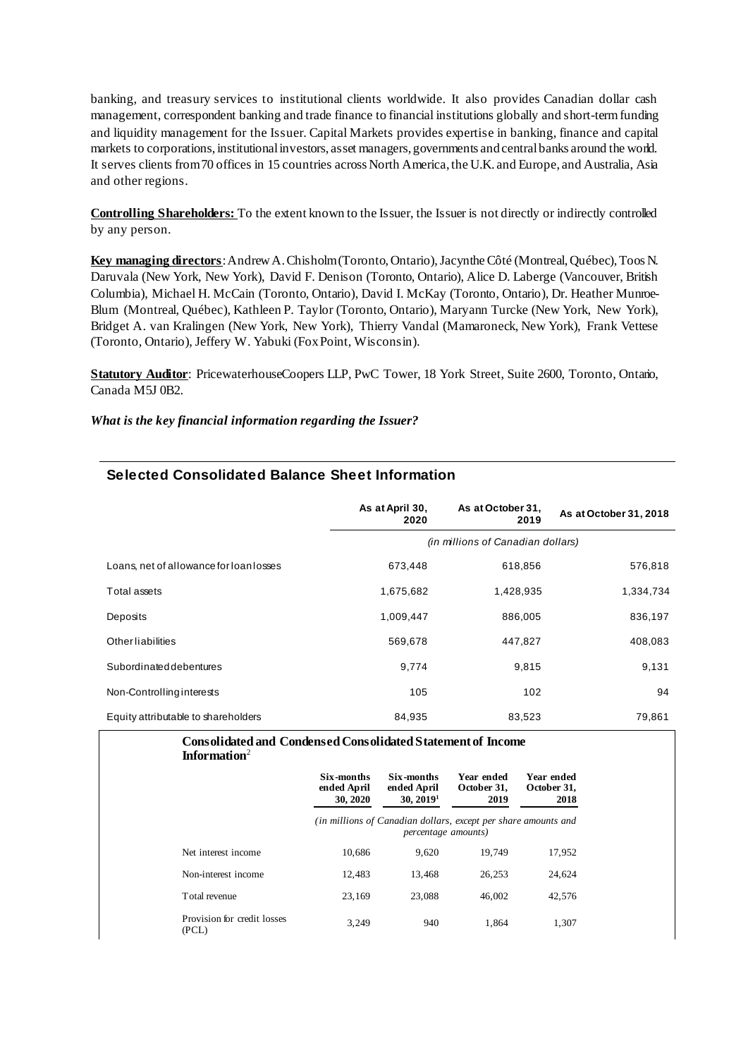banking, and treasury services to institutional clients worldwide. It also provides Canadian dollar cash management, correspondent banking and trade finance to financial institutions globally and short-term funding and liquidity management for the Issuer. Capital Markets provides expertise in banking, finance and capital markets to corporations, institutional investors, asset managers, governments and central banks around the world. It serves clients from 70 offices in 15 countries across North America, the U.K. and Europe, and Australia, Asia and other regions.

**Controlling Shareholders:** To the extent known to the Issuer, the Issuer is not directly or indirectly controlled by any person.

**Key managing directors**: Andrew A. Chisholm (Toronto, Ontario), Jacynthe Côté (Montreal, Québec), Toos N. Daruvala (New York, New York), David F. Denison (Toronto, Ontario), Alice D. Laberge (Vancouver, British Columbia), Michael H. McCain (Toronto, Ontario), David I. McKay (Toronto, Ontario), Dr. Heather Munroe-Blum (Montreal, Québec), Kathleen P. Taylor (Toronto, Ontario), Maryann Turcke (New York, New York), Bridget A. van Kralingen (New York, New York), Thierry Vandal (Mamaroneck, New York), Frank Vettese (Toronto, Ontario), Jeffery W. Yabuki (Fox Point, Wisconsin).

**Statutory Auditor**: PricewaterhouseCoopers LLP, PwC Tower, 18 York Street, Suite 2600, Toronto, Ontario, Canada M5J 0B2.

***What is the key financial information regarding the Issuer?***

## Selected Consolidated Balance Sheet Information

| | As at April 30, 2020 | As at October 31, 2019 | As at October 31, 2018 |
|---|---|---|---|
| | *(in millions of Canadian dollars)* | | |
| Loans, net of allowance for loan losses | 673,448 | 618,856 | 576,818 |
| Total assets | 1,675,682 | 1,428,935 | 1,334,734 |
| Deposits | 1,009,447 | 886,005 | 836,197 |
| Other liabilities | 569,678 | 447,827 | 408,083 |
| Subordinated debentures | 9,774 | 9,815 | 9,131 |
| Non-Controlling interests | 105 | 102 | 94 |
| Equity attributable to shareholders | 84,935 | 83,523 | 79,861 |

**Consolidated and Condensed Consolidated Statement of Income Information**[2]

| | Six-months ended April 30, 2020 | Six-months ended April 30, 2019[1] | Year ended October 31, 2019 | Year ended October 31, 2018 |
|---|---|---|---|---|
| | *(in millions of Canadian dollars, except per share amounts and percentage amounts)* | | | |
| Net interest income | 10,686 | 9,620 | 19,749 | 17,952 |
| Non-interest income | 12,483 | 13,468 | 26,253 | 24,624 |
| Total revenue | 23,169 | 23,088 | 46,002 | 42,576 |
| Provision for credit losses (PCL) | 3,249 | 940 | 1,864 | 1,307 |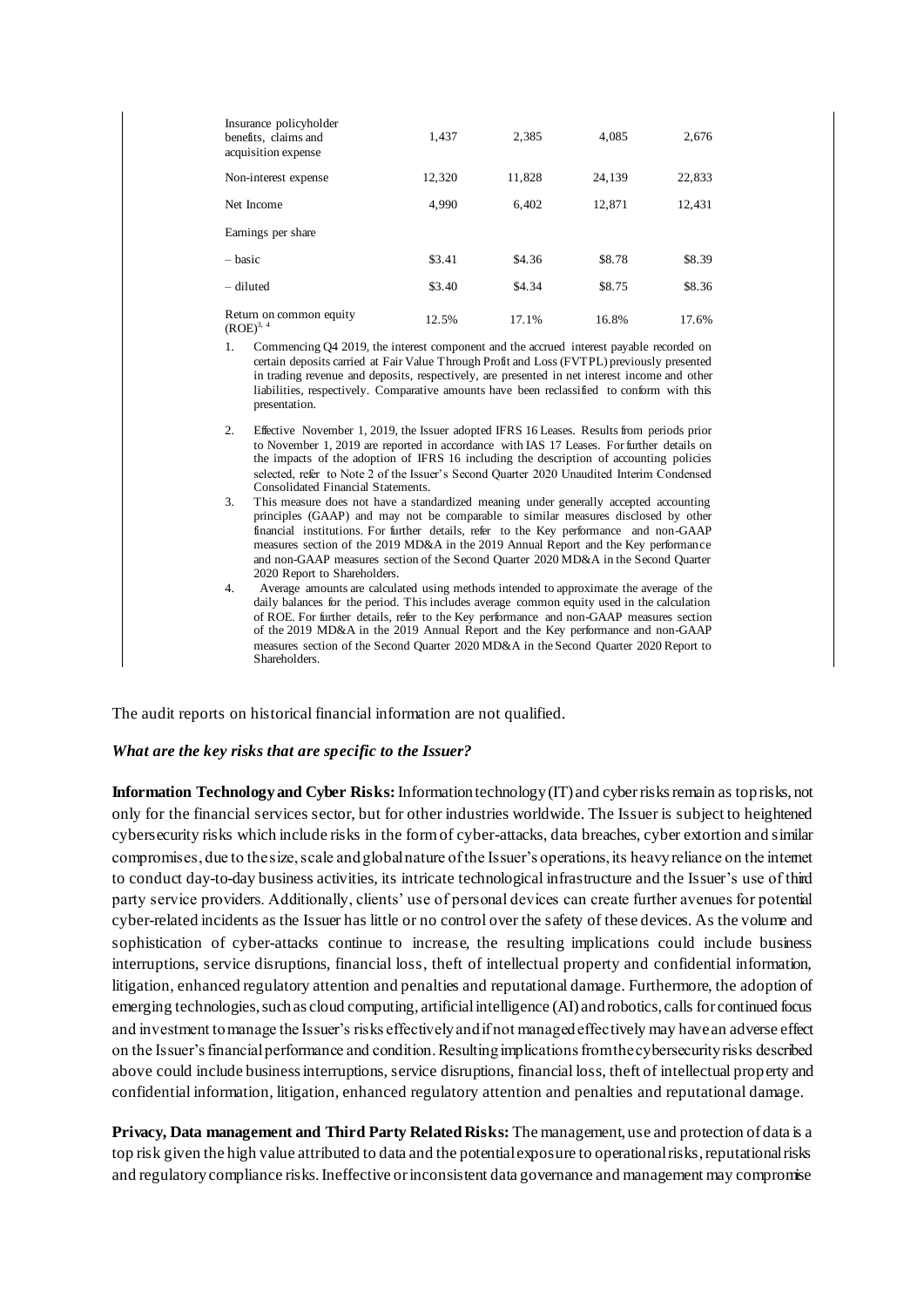| | | | | |
|---|---|---|---|---|
| Insurance policyholder benefits, claims and acquisition expense | 1,437 | 2,385 | 4,085 | 2,676 |
| Non-interest expense | 12,320 | 11,828 | 24,139 | 22,833 |
| Net Income | 4,990 | 6,402 | 12,871 | 12,431 |
| Earnings per share | | | | |
| – basic | \$3.41 | \$4.36 | \$8.78 | \$8.39 |
| – diluted | \$3.40 | \$4.34 | \$8.75 | \$8.36 |
| Return on common equity (ROE)[3, 4] | 12.5% | 17.1% | 16.8% | 17.6% |

1. Commencing Q4 2019, the interest component and the accrued interest payable recorded on certain deposits carried at Fair Value Through Profit and Loss (FVTPL) previously presented in trading revenue and deposits, respectively, are presented in net interest income and other liabilities, respectively. Comparative amounts have been reclassified to conform with this presentation.
2. Effective November 1, 2019, the Issuer adopted IFRS 16 Leases. Results from periods prior to November 1, 2019 are reported in accordance with IAS 17 Leases. For further details on the impacts of the adoption of IFRS 16 including the description of accounting policies selected, refer to Note 2 of the Issuer's Second Quarter 2020 Unaudited Interim Condensed Consolidated Financial Statements.
3. This measure does not have a standardized meaning under generally accepted accounting principles (GAAP) and may not be comparable to similar measures disclosed by other financial institutions. For further details, refer to the Key performance and non-GAAP measures section of the 2019 MD&A in the 2019 Annual Report and the Key performance and non-GAAP measures section of the Second Quarter 2020 MD&A in the Second Quarter 2020 Report to Shareholders.
4. Average amounts are calculated using methods intended to approximate the average of the daily balances for the period. This includes average common equity used in the calculation of ROE. For further details, refer to the Key performance and non-GAAP measures section of the 2019 MD&A in the 2019 Annual Report and the Key performance and non-GAAP measures section of the Second Quarter 2020 MD&A in the Second Quarter 2020 Report to Shareholders.

The audit reports on historical financial information are not qualified.

***What are the key risks that are specific to the Issuer?***

**Information Technology and Cyber Risks:** Information technology (IT) and cyber risks remain as top risks, not only for the financial services sector, but for other industries worldwide. The Issuer is subject to heightened cybersecurity risks which include risks in the form of cyber-attacks, data breaches, cyber extortion and similar compromises, due to the size, scale and global nature of the Issuer's operations, its heavy reliance on the internet to conduct day-to-day business activities, its intricate technological infrastructure and the Issuer's use of third party service providers. Additionally, clients' use of personal devices can create further avenues for potential cyber-related incidents as the Issuer has little or no control over the safety of these devices. As the volume and sophistication of cyber-attacks continue to increase, the resulting implications could include business interruptions, service disruptions, financial loss, theft of intellectual property and confidential information, litigation, enhanced regulatory attention and penalties and reputational damage. Furthermore, the adoption of emerging technologies, such as cloud computing, artificial intelligence (AI) and robotics, calls for continued focus and investment to manage the Issuer's risks effectively and if not managed effectively may have an adverse effect on the Issuer's financial performance and condition. Resulting implications from the cybersecurity risks described above could include business interruptions, service disruptions, financial loss, theft of intellectual property and confidential information, litigation, enhanced regulatory attention and penalties and reputational damage.

**Privacy, Data management and Third Party Related Risks:** The management, use and protection of data is a top risk given the high value attributed to data and the potential exposure to operational risks, reputational risks and regulatory compliance risks. Ineffective or inconsistent data governance and management may compromise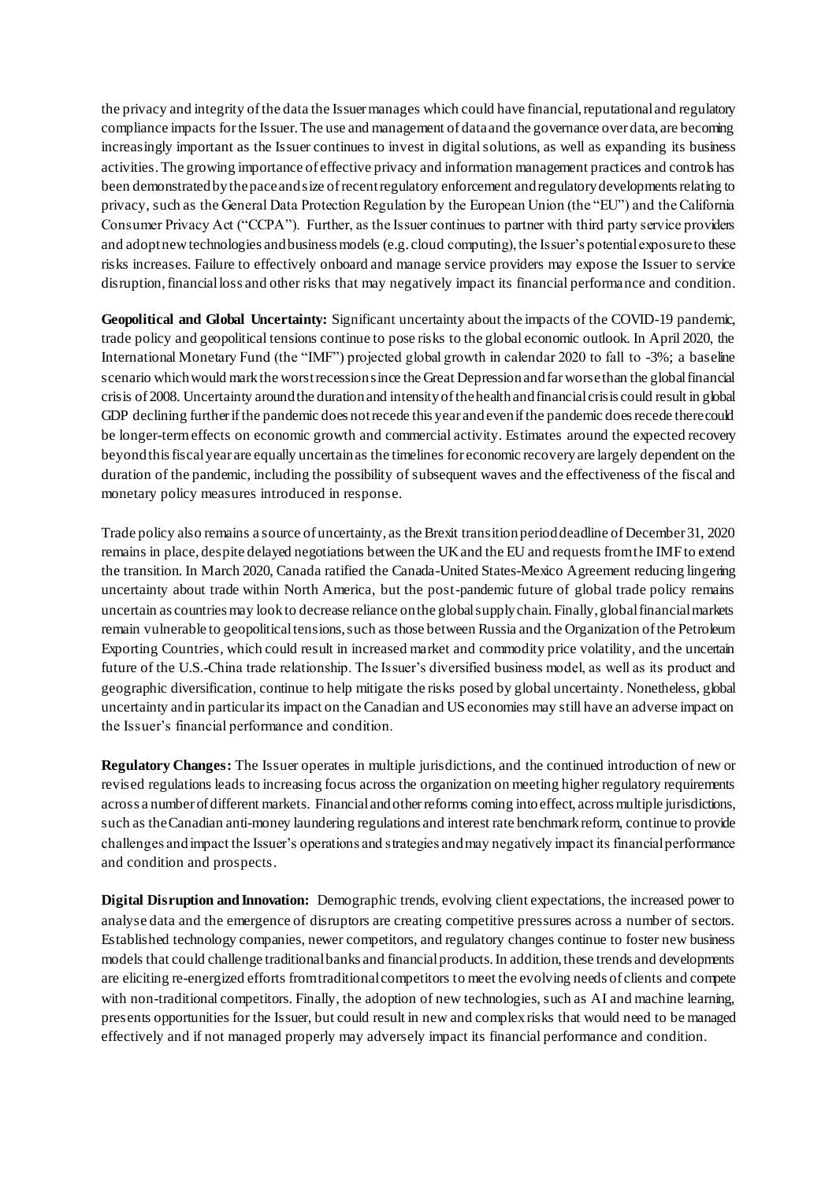the privacy and integrity of the data the Issuer manages which could have financial, reputational and regulatory compliance impacts for the Issuer. The use and management of data and the governance over data, are becoming increasingly important as the Issuer continues to invest in digital solutions, as well as expanding its business activities. The growing importance of effective privacy and information management practices and controls has been demonstrated by the pace and size of recent regulatory enforcement and regulatory developments relating to privacy, such as the General Data Protection Regulation by the European Union (the "EU") and the California Consumer Privacy Act ("CCPA"). Further, as the Issuer continues to partner with third party service providers and adopt new technologies and business models (e.g. cloud computing), the Issuer's potential exposure to these risks increases. Failure to effectively onboard and manage service providers may expose the Issuer to service disruption, financial loss and other risks that may negatively impact its financial performance and condition.

**Geopolitical and Global Uncertainty:** Significant uncertainty about the impacts of the COVID-19 pandemic, trade policy and geopolitical tensions continue to pose risks to the global economic outlook. In April 2020, the International Monetary Fund (the "IMF") projected global growth in calendar 2020 to fall to -3%; a baseline scenario which would mark the worst recession since the Great Depression and far worse than the global financial crisis of 2008. Uncertainty around the duration and intensity of the health and financial crisis could result in global GDP declining further if the pandemic does not recede this year and even if the pandemic does recede there could be longer-term effects on economic growth and commercial activity. Estimates around the expected recovery beyond this fiscal year are equally uncertain as the timelines for economic recovery are largely dependent on the duration of the pandemic, including the possibility of subsequent waves and the effectiveness of the fiscal and monetary policy measures introduced in response.

Trade policy also remains a source of uncertainty, as the Brexit transition period deadline of December 31, 2020 remains in place, despite delayed negotiations between the UK and the EU and requests from the IMF to extend the transition. In March 2020, Canada ratified the Canada-United States-Mexico Agreement reducing lingering uncertainty about trade within North America, but the post-pandemic future of global trade policy remains uncertain as countries may look to decrease reliance on the global supply chain. Finally, global financial markets remain vulnerable to geopolitical tensions, such as those between Russia and the Organization of the Petroleum Exporting Countries, which could result in increased market and commodity price volatility, and the uncertain future of the U.S.-China trade relationship. The Issuer's diversified business model, as well as its product and geographic diversification, continue to help mitigate the risks posed by global uncertainty. Nonetheless, global uncertainty and in particular its impact on the Canadian and US economies may still have an adverse impact on the Issuer's financial performance and condition.

**Regulatory Changes:** The Issuer operates in multiple jurisdictions, and the continued introduction of new or revised regulations leads to increasing focus across the organization on meeting higher regulatory requirements across a number of different markets. Financial and other reforms coming into effect, across multiple jurisdictions, such as the Canadian anti-money laundering regulations and interest rate benchmark reform, continue to provide challenges and impact the Issuer's operations and strategies and may negatively impact its financial performance and condition and prospects.

**Digital Disruption and Innovation:** Demographic trends, evolving client expectations, the increased power to analyse data and the emergence of disruptors are creating competitive pressures across a number of sectors. Established technology companies, newer competitors, and regulatory changes continue to foster new business models that could challenge traditional banks and financial products. In addition, these trends and developments are eliciting re-energized efforts from traditional competitors to meet the evolving needs of clients and compete with non-traditional competitors. Finally, the adoption of new technologies, such as AI and machine learning, presents opportunities for the Issuer, but could result in new and complex risks that would need to be managed effectively and if not managed properly may adversely impact its financial performance and condition.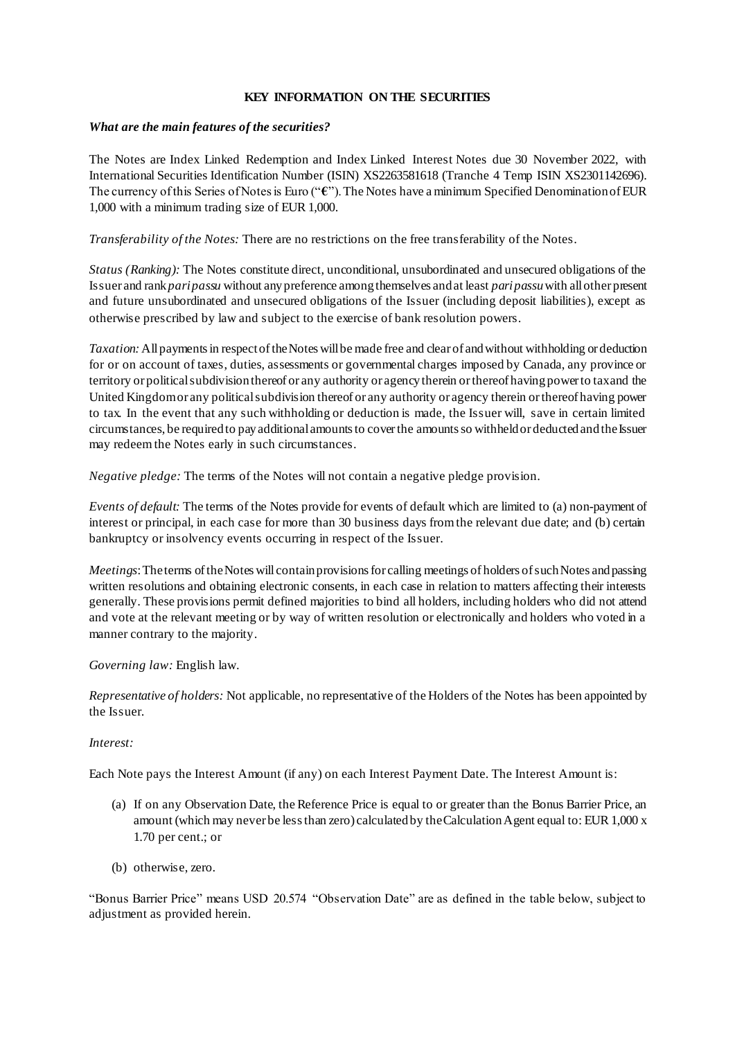**KEY INFORMATION ON THE SECURITIES**

***What are the main features of the securities?***

The Notes are Index Linked Redemption and Index Linked Interest Notes due 30 November 2022, with International Securities Identification Number (ISIN) XS2263581618 (Tranche 4 Temp ISIN XS2301142696). The currency of this Series of Notes is Euro ("€"). The Notes have a minimum Specified Denomination of EUR 1,000 with a minimum trading size of EUR 1,000.

*Transferability of the Notes:* There are no restrictions on the free transferability of the Notes.

*Status (Ranking):* The Notes constitute direct, unconditional, unsubordinated and unsecured obligations of the Issuer and rank *pari passu* without any preference among themselves and at least *pari passu* with all other present and future unsubordinated and unsecured obligations of the Issuer (including deposit liabilities), except as otherwise prescribed by law and subject to the exercise of bank resolution powers.

*Taxation:* All payments in respect of the Notes will be made free and clear of and without withholding or deduction for or on account of taxes, duties, assessments or governmental charges imposed by Canada, any province or territory or political subdivision thereof or any authority or agency therein or thereof having power to tax and the United Kingdom or any political subdivision thereof or any authority or agency therein or thereof having power to tax. In the event that any such withholding or deduction is made, the Issuer will, save in certain limited circumstances, be required to pay additional amounts to cover the amounts so withheld or deducted and the Issuer may redeem the Notes early in such circumstances.

*Negative pledge:* The terms of the Notes will not contain a negative pledge provision.

*Events of default:* The terms of the Notes provide for events of default which are limited to (a) non-payment of interest or principal, in each case for more than 30 business days from the relevant due date; and (b) certain bankruptcy or insolvency events occurring in respect of the Issuer.

*Meetings*: The terms of the Notes will contain provisions for calling meetings of holders of such Notes and passing written resolutions and obtaining electronic consents, in each case in relation to matters affecting their interests generally. These provisions permit defined majorities to bind all holders, including holders who did not attend and vote at the relevant meeting or by way of written resolution or electronically and holders who voted in a manner contrary to the majority.

*Governing law:* English law.

*Representative of holders:* Not applicable, no representative of the Holders of the Notes has been appointed by the Issuer.

*Interest:*

Each Note pays the Interest Amount (if any) on each Interest Payment Date. The Interest Amount is:

(a) If on any Observation Date, the Reference Price is equal to or greater than the Bonus Barrier Price, an amount (which may never be less than zero) calculated by the Calculation Agent equal to: EUR 1,000 x 1.70 per cent.; or

(b) otherwise, zero.

"Bonus Barrier Price" means USD 20.574 "Observation Date" are as defined in the table below, subject to adjustment as provided herein.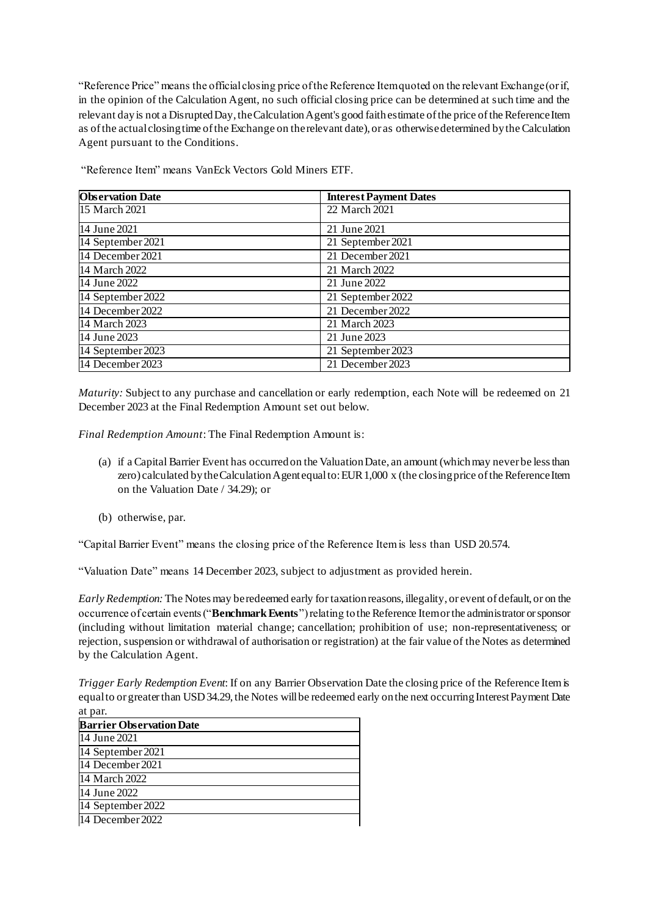"Reference Price" means the official closing price of the Reference Item quoted on the relevant Exchange (or if, in the opinion of the Calculation Agent, no such official closing price can be determined at such time and the relevant day is not a Disrupted Day, the Calculation Agent's good faith estimate of the price of the Reference Item as of the actual closing time of the Exchange on the relevant date), or as otherwise determined by the Calculation Agent pursuant to the Conditions.

"Reference Item" means VanEck Vectors Gold Miners ETF.

| **Observation Date** | **Interest Payment Dates** |
|---|---|
| 15 March 2021 | 22 March 2021 |
| 14 June 2021 | 21 June 2021 |
| 14 September 2021 | 21 September 2021 |
| 14 December 2021 | 21 December 2021 |
| 14 March 2022 | 21 March 2022 |
| 14 June 2022 | 21 June 2022 |
| 14 September 2022 | 21 September 2022 |
| 14 December 2022 | 21 December 2022 |
| 14 March 2023 | 21 March 2023 |
| 14 June 2023 | 21 June 2023 |
| 14 September 2023 | 21 September 2023 |
| 14 December 2023 | 21 December 2023 |

*Maturity:* Subject to any purchase and cancellation or early redemption, each Note will be redeemed on 21 December 2023 at the Final Redemption Amount set out below.

*Final Redemption Amount*: The Final Redemption Amount is:

(a) if a Capital Barrier Event has occurred on the Valuation Date, an amount (which may never be less than zero) calculated by the Calculation Agent equal to: EUR 1,000 x (the closing price of the Reference Item on the Valuation Date / 34.29); or

(b) otherwise, par.

"Capital Barrier Event" means the closing price of the Reference Item is less than USD 20.574.

"Valuation Date" means 14 December 2023, subject to adjustment as provided herein.

*Early Redemption:* The Notes may be redeemed early for taxation reasons, illegality, or event of default, or on the occurrence of certain events ("**Benchmark Events**") relating to the Reference Item or the administrator or sponsor (including without limitation material change; cancellation; prohibition of use; non-representativeness; or rejection, suspension or withdrawal of authorisation or registration) at the fair value of the Notes as determined by the Calculation Agent.

*Trigger Early Redemption Event*: If on any Barrier Observation Date the closing price of the Reference Item is equal to or greater than USD 34.29, the Notes will be redeemed early on the next occurring Interest Payment Date at par.

| **Barrier Observation Date** |
|---|
| 14 June 2021 |
| 14 September 2021 |
| 14 December 2021 |
| 14 March 2022 |
| 14 June 2022 |
| 14 September 2022 |
| 14 December 2022 |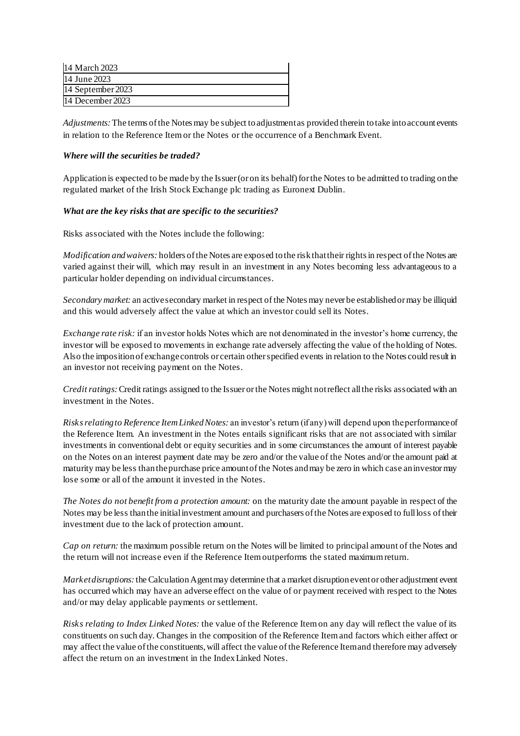| 14 March 2023 |
| --- |
| 14 June 2023 |
| 14 September 2023 |
| 14 December 2023 |

*Adjustments:* The terms of the Notes may be subject to adjustment as provided therein to take into account events in relation to the Reference Item or the Notes or the occurrence of a Benchmark Event.

***Where will the securities be traded?***

Application is expected to be made by the Issuer (or on its behalf) for the Notes to be admitted to trading on the regulated market of the Irish Stock Exchange plc trading as Euronext Dublin.

***What are the key risks that are specific to the securities?***

Risks associated with the Notes include the following:

*Modification and waivers:* holders of the Notes are exposed to the risk that their rights in respect of the Notes are varied against their will, which may result in an investment in any Notes becoming less advantageous to a particular holder depending on individual circumstances.

*Secondary market:* an active secondary market in respect of the Notes may never be established or may be illiquid and this would adversely affect the value at which an investor could sell its Notes.

*Exchange rate risk:* if an investor holds Notes which are not denominated in the investor's home currency, the investor will be exposed to movements in exchange rate adversely affecting the value of the holding of Notes. Also the imposition of exchange controls or certain other specified events in relation to the Notes could result in an investor not receiving payment on the Notes.

*Credit ratings:* Credit ratings assigned to the Issuer or the Notes might not reflect all the risks associated with an investment in the Notes.

*Risks relating to Reference Item Linked Notes:* an investor's return (if any) will depend upon the performance of the Reference Item. An investment in the Notes entails significant risks that are not associated with similar investments in conventional debt or equity securities and in some circumstances the amount of interest payable on the Notes on an interest payment date may be zero and/or the value of the Notes and/or the amount paid at maturity may be less than the purchase price amount of the Notes and may be zero in which case an investor may lose some or all of the amount it invested in the Notes.

*The Notes do not benefit from a protection amount:* on the maturity date the amount payable in respect of the Notes may be less than the initial investment amount and purchasers of the Notes are exposed to full loss of their investment due to the lack of protection amount.

*Cap on return:* the maximum possible return on the Notes will be limited to principal amount of the Notes and the return will not increase even if the Reference Item outperforms the stated maximum return.

*Market disruptions:* the Calculation Agent may determine that a market disruption event or other adjustment event has occurred which may have an adverse effect on the value of or payment received with respect to the Notes and/or may delay applicable payments or settlement.

*Risks relating to Index Linked Notes:* the value of the Reference Item on any day will reflect the value of its constituents on such day. Changes in the composition of the Reference Item and factors which either affect or may affect the value of the constituents, will affect the value of the Reference Item and therefore may adversely affect the return on an investment in the Index Linked Notes.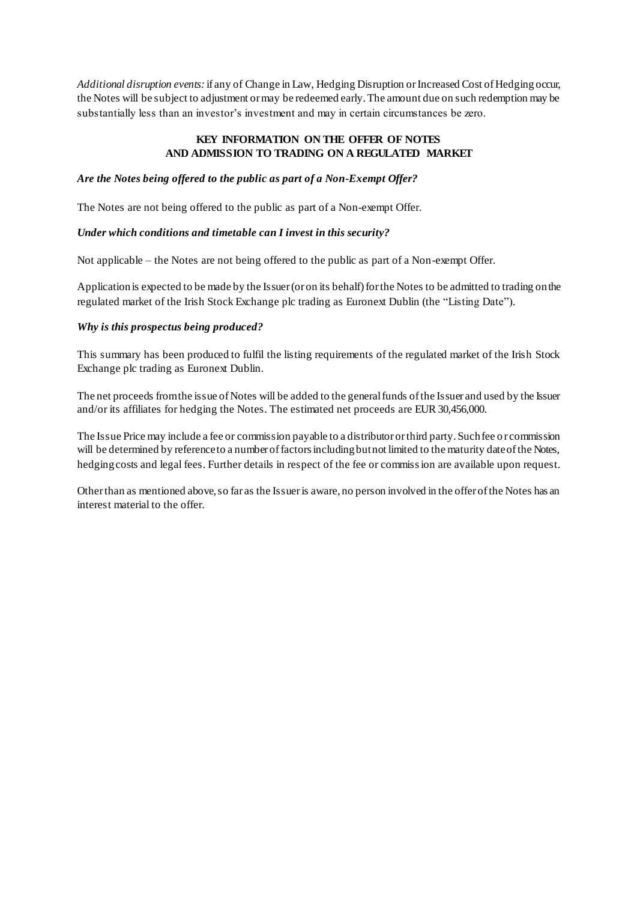*Additional disruption events:* if any of Change in Law, Hedging Disruption or Increased Cost of Hedging occur, the Notes will be subject to adjustment or may be redeemed early. The amount due on such redemption may be substantially less than an investor's investment and may in certain circumstances be zero.

## KEY INFORMATION ON THE OFFER OF NOTES AND ADMISSION TO TRADING ON A REGULATED MARKET

***Are the Notes being offered to the public as part of a Non-Exempt Offer?***

The Notes are not being offered to the public as part of a Non-exempt Offer.

***Under which conditions and timetable can I invest in this security?***

Not applicable – the Notes are not being offered to the public as part of a Non-exempt Offer.

Application is expected to be made by the Issuer (or on its behalf) for the Notes to be admitted to trading on the regulated market of the Irish Stock Exchange plc trading as Euronext Dublin (the "Listing Date").

***Why is this prospectus being produced?***

This summary has been produced to fulfil the listing requirements of the regulated market of the Irish Stock Exchange plc trading as Euronext Dublin.

The net proceeds from the issue of Notes will be added to the general funds of the Issuer and used by the Issuer and/or its affiliates for hedging the Notes. The estimated net proceeds are EUR 30,456,000.

The Issue Price may include a fee or commission payable to a distributor or third party. Such fee or commission will be determined by reference to a number of factors including but not limited to the maturity date of the Notes, hedging costs and legal fees. Further details in respect of the fee or commission are available upon request.

Other than as mentioned above, so far as the Issuer is aware, no person involved in the offer of the Notes has an interest material to the offer.